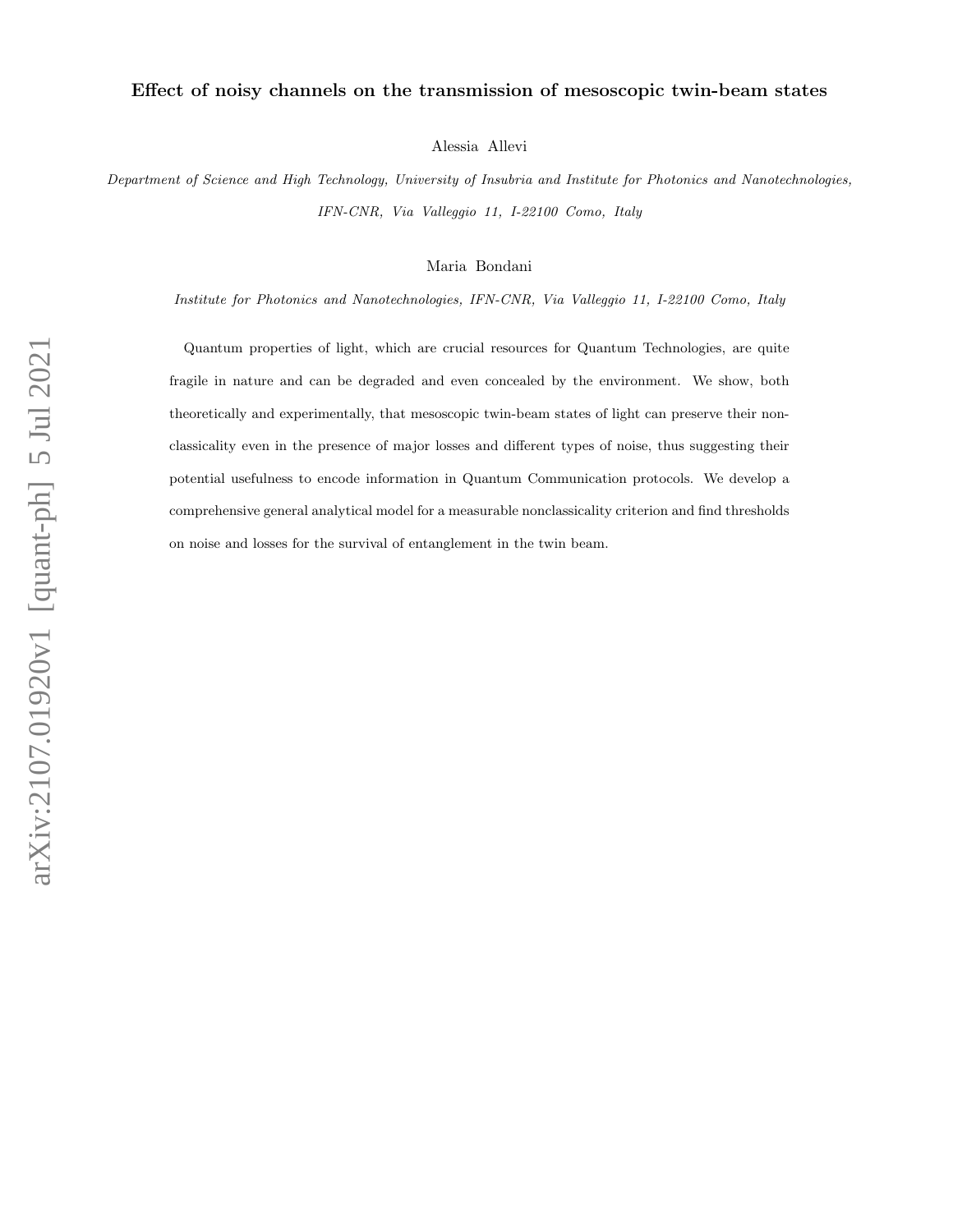# Effect of noisy channels on the transmission of mesoscopic twin-beam states

Alessia Allevi

*Department of Science and High Technology, University of Insubria and Institute for Photonics and Nanotechnologies, IFN-CNR, Via Valleggio 11, I-22100 Como, Italy*

Maria Bondani

*Institute for Photonics and Nanotechnologies, IFN-CNR, Via Valleggio 11, I-22100 Como, Italy*

Quantum properties of light, which are crucial resources for Quantum Technologies, are quite fragile in nature and can be degraded and even concealed by the environment. We show, both theoretically and experimentally, that mesoscopic twin-beam states of light can preserve their nonclassicality even in the presence of major losses and different types of noise, thus suggesting their potential usefulness to encode information in Quantum Communication protocols. We develop a comprehensive general analytical model for a measurable nonclassicality criterion and find thresholds on noise and losses for the survival of entanglement in the twin beam.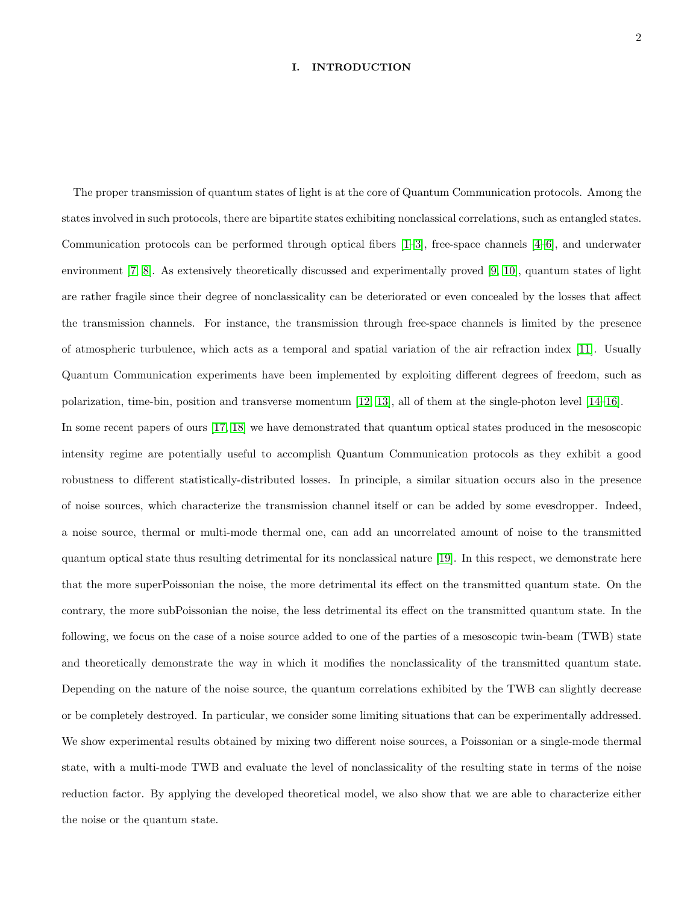# I. INTRODUCTION

The proper transmission of quantum states of light is at the core of Quantum Communication protocols. Among the states involved in such protocols, there are bipartite states exhibiting nonclassical correlations, such as entangled states. Communication protocols can be performed through optical fibers [1–3], free-space channels [4–6], and underwater environment [7, 8]. As extensively theoretically discussed and experimentally proved [9, 10], quantum states of light are rather fragile since their degree of nonclassicality can be deteriorated or even concealed by the losses that affect the transmission channels. For instance, the transmission through free-space channels is limited by the presence of atmospheric turbulence, which acts as a temporal and spatial variation of the air refraction index [11]. Usually Quantum Communication experiments have been implemented by exploiting different degrees of freedom, such as polarization, time-bin, position and transverse momentum [12, 13], all of them at the single-photon level [14–16].
In some recent papers of ours [17, 18] we have demonstrated that quantum optical states produced in the mesoscopic intensity regime are potentially useful to accomplish Quantum Communication protocols as they exhibit a good robustness to different statistically-distributed losses. In principle, a similar situation occurs also in the presence of noise sources, which characterize the transmission channel itself or can be added by some evesdropper. Indeed, a noise source, thermal or multi-mode thermal one, can add an uncorrelated amount of noise to the transmitted quantum optical state thus resulting detrimental for its nonclassical nature [19]. In this respect, we demonstrate here that the more superPoissonian the noise, the more detrimental its effect on the transmitted quantum state. On the contrary, the more subPoissonian the noise, the less detrimental its effect on the transmitted quantum state. In the following, we focus on the case of a noise source added to one of the parties of a mesoscopic twin-beam (TWB) state and theoretically demonstrate the way in which it modifies the nonclassicality of the transmitted quantum state. Depending on the nature of the noise source, the quantum correlations exhibited by the TWB can slightly decrease or be completely destroyed. In particular, we consider some limiting situations that can be experimentally addressed. We show experimental results obtained by mixing two different noise sources, a Poissonian or a single-mode thermal state, with a multi-mode TWB and evaluate the level of nonclassicality of the resulting state in terms of the noise reduction factor. By applying the developed theoretical model, we also show that we are able to characterize either the noise or the quantum state.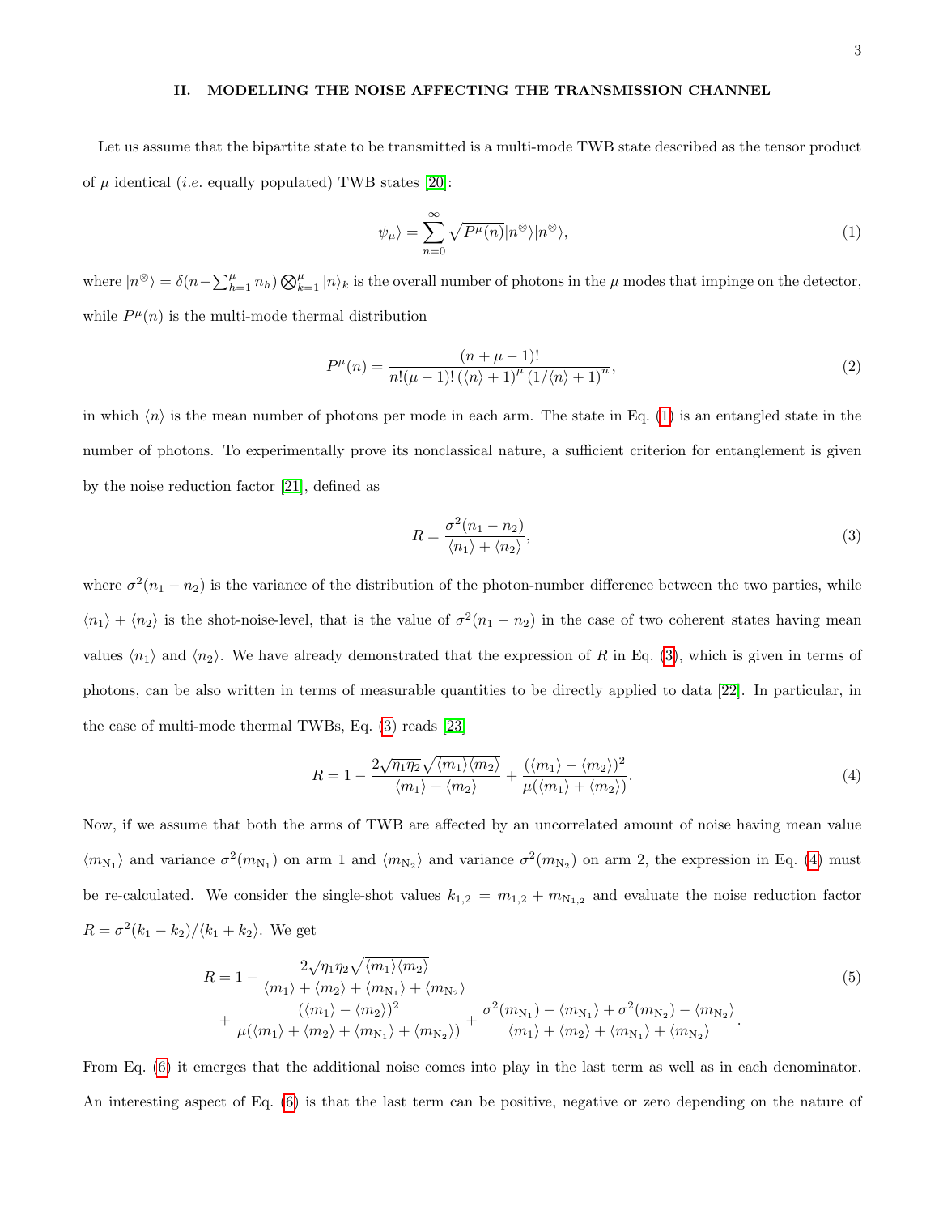## II. MODELLING THE NOISE AFFECTING THE TRANSMISSION CHANNEL

Let us assume that the bipartite state to be transmitted is a multi-mode TWB state described as the tensor product of $\mu$ identical (*i.e.* equally populated) TWB states [20]:

$$|\psi_\mu\rangle = \sum_{n=0}^{\infty} \sqrt{P^\mu(n)} |n^\otimes\rangle |n^\otimes\rangle, \tag{1}$$

where $|n^\otimes\rangle = \delta(n - \sum_{h=1}^{\mu} n_h) \bigotimes_{k=1}^{\mu} |n\rangle_k$ is the overall number of photons in the $\mu$ modes that impinge on the detector, while $P^\mu(n)$ is the multi-mode thermal distribution

$$P^\mu(n) = \frac{(n+\mu-1)!}{n!(\mu-1)! \left(\langle n\rangle + 1\right)^\mu \left(1/\langle n\rangle + 1\right)^n}, \tag{2}$$

in which $\langle n\rangle$ is the mean number of photons per mode in each arm. The state in Eq. (1) is an entangled state in the number of photons. To experimentally prove its nonclassical nature, a sufficient criterion for entanglement is given by the noise reduction factor [21], defined as

$$R = \frac{\sigma^2(n_1 - n_2)}{\langle n_1\rangle + \langle n_2\rangle}, \tag{3}$$

where $\sigma^2(n_1 - n_2)$ is the variance of the distribution of the photon-number difference between the two parties, while $\langle n_1\rangle + \langle n_2\rangle$ is the shot-noise-level, that is the value of $\sigma^2(n_1 - n_2)$ in the case of two coherent states having mean values $\langle n_1\rangle$ and $\langle n_2\rangle$. We have already demonstrated that the expression of $R$ in Eq. (3), which is given in terms of photons, can be also written in terms of measurable quantities to be directly applied to data [22]. In particular, in the case of multi-mode thermal TWBs, Eq. (3) reads [23]

$$R = 1 - \frac{2\sqrt{\eta_1\eta_2}\sqrt{\langle m_1\rangle\langle m_2\rangle}}{\langle m_1\rangle + \langle m_2\rangle} + \frac{(\langle m_1\rangle - \langle m_2\rangle)^2}{\mu(\langle m_1\rangle + \langle m_2\rangle)}. \tag{4}$$

Now, if we assume that both the arms of TWB are affected by an uncorrelated amount of noise having mean value $\langle m_{\mathrm{N}_1}\rangle$ and variance $\sigma^2(m_{\mathrm{N}_1})$ on arm 1 and $\langle m_{\mathrm{N}_2}\rangle$ and variance $\sigma^2(m_{\mathrm{N}_2})$ on arm 2, the expression in Eq. (4) must be re-calculated. We consider the single-shot values $k_{1,2} = m_{1,2} + m_{\mathrm{N}_{1,2}}$ and evaluate the noise reduction factor $R = \sigma^2(k_1 - k_2)/\langle k_1 + k_2\rangle$. We get

$$\begin{aligned} R = 1 &- \frac{2\sqrt{\eta_1\eta_2}\sqrt{\langle m_1\rangle\langle m_2\rangle}}{\langle m_1\rangle + \langle m_2\rangle + \langle m_{\mathrm{N}_1}\rangle + \langle m_{\mathrm{N}_2}\rangle} \\ &+ \frac{(\langle m_1\rangle - \langle m_2\rangle)^2}{\mu(\langle m_1\rangle + \langle m_2\rangle + \langle m_{\mathrm{N}_1}\rangle + \langle m_{\mathrm{N}_2}\rangle)} + \frac{\sigma^2(m_{\mathrm{N}_1}) - \langle m_{\mathrm{N}_1}\rangle + \sigma^2(m_{\mathrm{N}_2}) - \langle m_{\mathrm{N}_2}\rangle}{\langle m_1\rangle + \langle m_2\rangle + \langle m_{\mathrm{N}_1}\rangle + \langle m_{\mathrm{N}_2}\rangle}. \end{aligned} \tag{5}$$

From Eq. (6) it emerges that the additional noise comes into play in the last term as well as in each denominator. An interesting aspect of Eq. (6) is that the last term can be positive, negative or zero depending on the nature of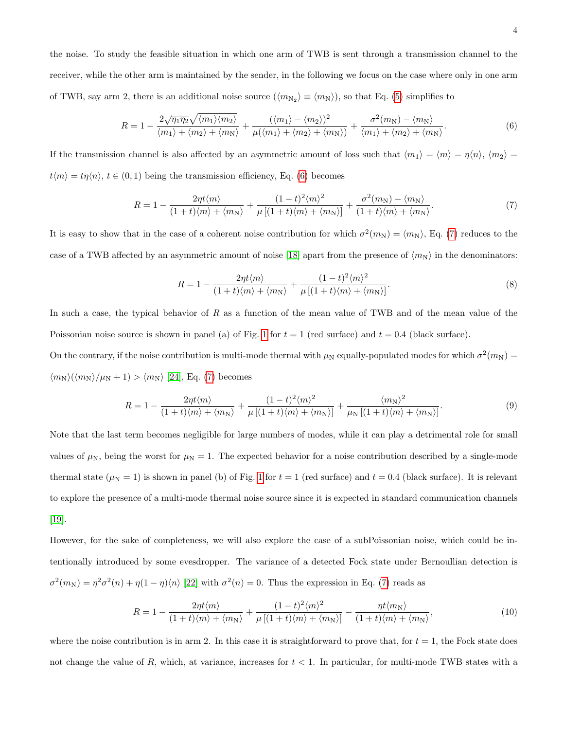the noise. To study the feasible situation in which one arm of TWB is sent through a transmission channel to the receiver, while the other arm is maintained by the sender, in the following we focus on the case where only in one arm of TWB, say arm 2, there is an additional noise source ($\langle m_{\mathrm{N}_2} \rangle \equiv \langle m_{\mathrm{N}} \rangle$), so that Eq. (5) simplifies to

$$R = 1 - \frac{2\sqrt{\eta_1 \eta_2}\sqrt{\langle m_1 \rangle \langle m_2 \rangle}}{\langle m_1 \rangle + \langle m_2 \rangle + \langle m_{\mathrm{N}} \rangle} + \frac{(\langle m_1 \rangle - \langle m_2 \rangle)^2}{\mu(\langle m_1 \rangle + \langle m_2 \rangle + \langle m_{\mathrm{N}} \rangle)} + \frac{\sigma^2(m_{\mathrm{N}}) - \langle m_{\mathrm{N}} \rangle}{\langle m_1 \rangle + \langle m_2 \rangle + \langle m_{\mathrm{N}} \rangle}. \tag{6}$$

If the transmission channel is also affected by an asymmetric amount of loss such that $\langle m_1 \rangle = \langle m \rangle = \eta \langle n \rangle$, $\langle m_2 \rangle = t\langle m \rangle = t\eta\langle n \rangle$, $t \in (0,1)$ being the transmission efficiency, Eq. (6) becomes

$$R = 1 - \frac{2\eta t \langle m \rangle}{(1+t)\langle m \rangle + \langle m_{\mathrm{N}} \rangle} + \frac{(1-t)^2 \langle m \rangle^2}{\mu\left[(1+t)\langle m \rangle + \langle m_{\mathrm{N}} \rangle\right]} + \frac{\sigma^2(m_{\mathrm{N}}) - \langle m_{\mathrm{N}} \rangle}{(1+t)\langle m \rangle + \langle m_{\mathrm{N}} \rangle}. \tag{7}$$

It is easy to show that in the case of a coherent noise contribution for which $\sigma^2(m_{\mathrm{N}}) = \langle m_{\mathrm{N}} \rangle$, Eq. (7) reduces to the case of a TWB affected by an asymmetric amount of noise [18] apart from the presence of $\langle m_{\mathrm{N}} \rangle$ in the denominators:

$$R = 1 - \frac{2\eta t \langle m \rangle}{(1+t)\langle m \rangle + \langle m_{\mathrm{N}} \rangle} + \frac{(1-t)^2 \langle m \rangle^2}{\mu\left[(1+t)\langle m \rangle + \langle m_{\mathrm{N}} \rangle\right]}. \tag{8}$$

In such a case, the typical behavior of $R$ as a function of the mean value of TWB and of the mean value of the Poissonian noise source is shown in panel (a) of Fig. 1 for $t = 1$ (red surface) and $t = 0.4$ (black surface).

On the contrary, if the noise contribution is multi-mode thermal with $\mu_{\mathrm{N}}$ equally-populated modes for which $\sigma^2(m_{\mathrm{N}}) = \langle m_{\mathrm{N}} \rangle(\langle m_{\mathrm{N}} \rangle/\mu_{\mathrm{N}} + 1) > \langle m_{\mathrm{N}} \rangle$ [24], Eq. (7) becomes

$$R = 1 - \frac{2\eta t \langle m \rangle}{(1+t)\langle m \rangle + \langle m_{\mathrm{N}} \rangle} + \frac{(1-t)^2 \langle m \rangle^2}{\mu\left[(1+t)\langle m \rangle + \langle m_{\mathrm{N}} \rangle\right]} + \frac{\langle m_{\mathrm{N}} \rangle^2}{\mu_{\mathrm{N}}\left[(1+t)\langle m \rangle + \langle m_{\mathrm{N}} \rangle\right]}. \tag{9}$$

Note that the last term becomes negligible for large numbers of modes, while it can play a detrimental role for small values of $\mu_{\mathrm{N}}$, being the worst for $\mu_{\mathrm{N}} = 1$. The expected behavior for a noise contribution described by a single-mode thermal state ($\mu_{\mathrm{N}} = 1$) is shown in panel (b) of Fig. 1 for $t = 1$ (red surface) and $t = 0.4$ (black surface). It is relevant to explore the presence of a multi-mode thermal noise source since it is expected in standard communication channels [19].

However, for the sake of completeness, we will also explore the case of a subPoissonian noise, which could be intentionally introduced by some evesdropper. The variance of a detected Fock state under Bernoullian detection is $\sigma^2(m_{\mathrm{N}}) = \eta^2\sigma^2(n) + \eta(1-\eta)\langle n \rangle$ [22] with $\sigma^2(n) = 0$. Thus the expression in Eq. (7) reads as

$$R = 1 - \frac{2\eta t \langle m \rangle}{(1+t)\langle m \rangle + \langle m_{\mathrm{N}} \rangle} + \frac{(1-t)^2 \langle m \rangle^2}{\mu\left[(1+t)\langle m \rangle + \langle m_{\mathrm{N}} \rangle\right]} - \frac{\eta t \langle m_{\mathrm{N}} \rangle}{(1+t)\langle m \rangle + \langle m_{\mathrm{N}} \rangle}, \tag{10}$$

where the noise contribution is in arm 2. In this case it is straightforward to prove that, for $t = 1$, the Fock state does not change the value of $R$, which, at variance, increases for $t < 1$. In particular, for multi-mode TWB states with a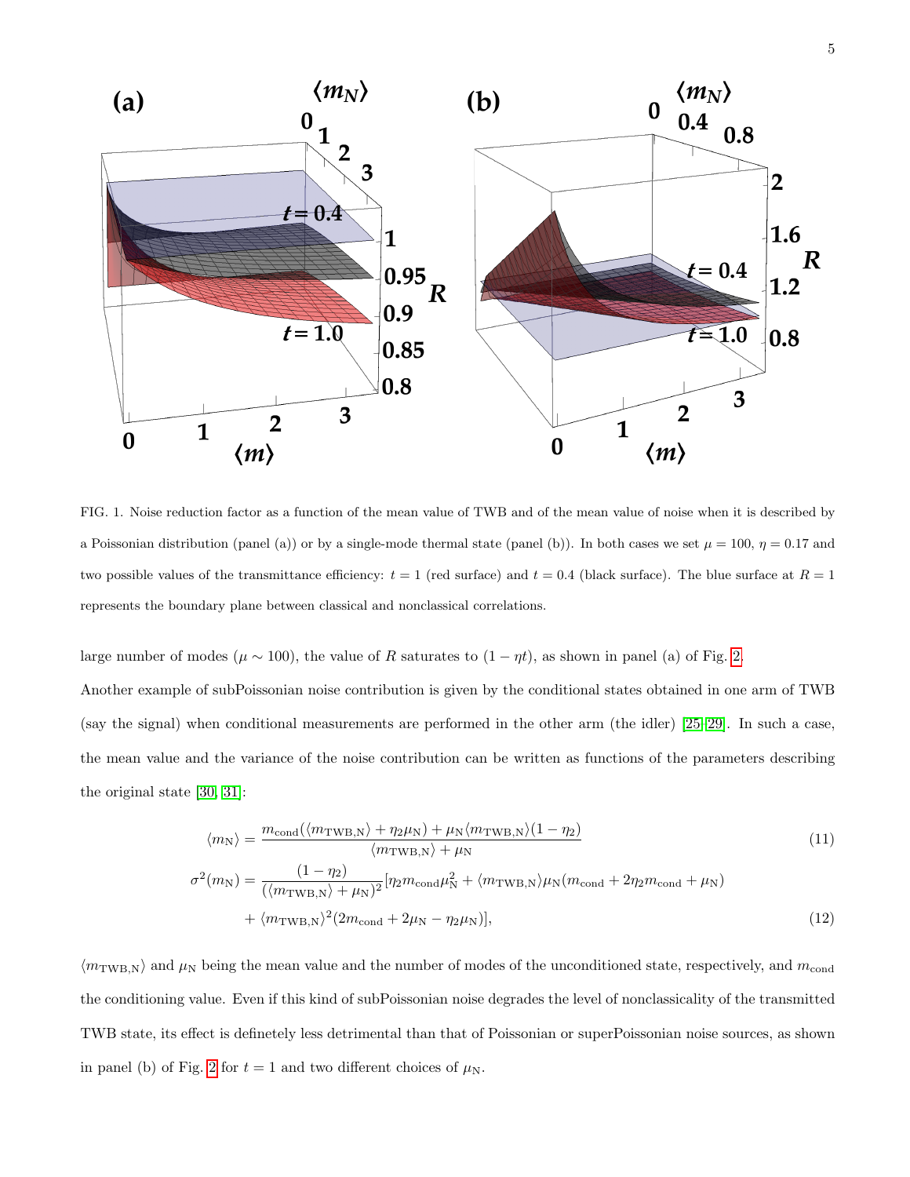FIG. 1. Noise reduction factor as a function of the mean value of TWB and of the mean value of noise when it is described by a Poissonian distribution (panel (a)) or by a single-mode thermal state (panel (b)). In both cases we set $\mu = 100$, $\eta = 0.17$ and two possible values of the transmittance efficiency: $t = 1$ (red surface) and $t = 0.4$ (black surface). The blue surface at $R = 1$ represents the boundary plane between classical and nonclassical correlations.

large number of modes ($\mu \sim 100$), the value of $R$ saturates to $(1 - \eta t)$, as shown in panel (a) of Fig. 2.

Another example of subPoissonian noise contribution is given by the conditional states obtained in one arm of TWB (say the signal) when conditional measurements are performed in the other arm (the idler) [25–29]. In such a case, the mean value and the variance of the noise contribution can be written as functions of the parameters describing the original state [30, 31]:

$$\langle m_{\rm N} \rangle = \frac{m_{\rm cond}(\langle m_{\rm TWB,N} \rangle + \eta_2 \mu_{\rm N}) + \mu_{\rm N} \langle m_{\rm TWB,N} \rangle (1 - \eta_2)}{\langle m_{\rm TWB,N} \rangle + \mu_{\rm N}} \tag{11}$$

$$\sigma^2(m_{\rm N}) = \frac{(1 - \eta_2)}{(\langle m_{\rm TWB,N} \rangle + \mu_{\rm N})^2} [\eta_2 m_{\rm cond} \mu_{\rm N}^2 + \langle m_{\rm TWB,N} \rangle \mu_{\rm N} (m_{\rm cond} + 2\eta_2 m_{\rm cond} + \mu_{\rm N}) + \langle m_{\rm TWB,N} \rangle^2 (2 m_{\rm cond} + 2\mu_{\rm N} - \eta_2 \mu_{\rm N})], \tag{12}$$

$\langle m_{\rm TWB,N} \rangle$ and $\mu_{\rm N}$ being the mean value and the number of modes of the unconditioned state, respectively, and $m_{\rm cond}$ the conditioning value. Even if this kind of subPoissonian noise degrades the level of nonclassicality of the transmitted TWB state, its effect is definetely less detrimental than that of Poissonian or superPoissonian noise sources, as shown in panel (b) of Fig. 2 for $t = 1$ and two different choices of $\mu_{\rm N}$.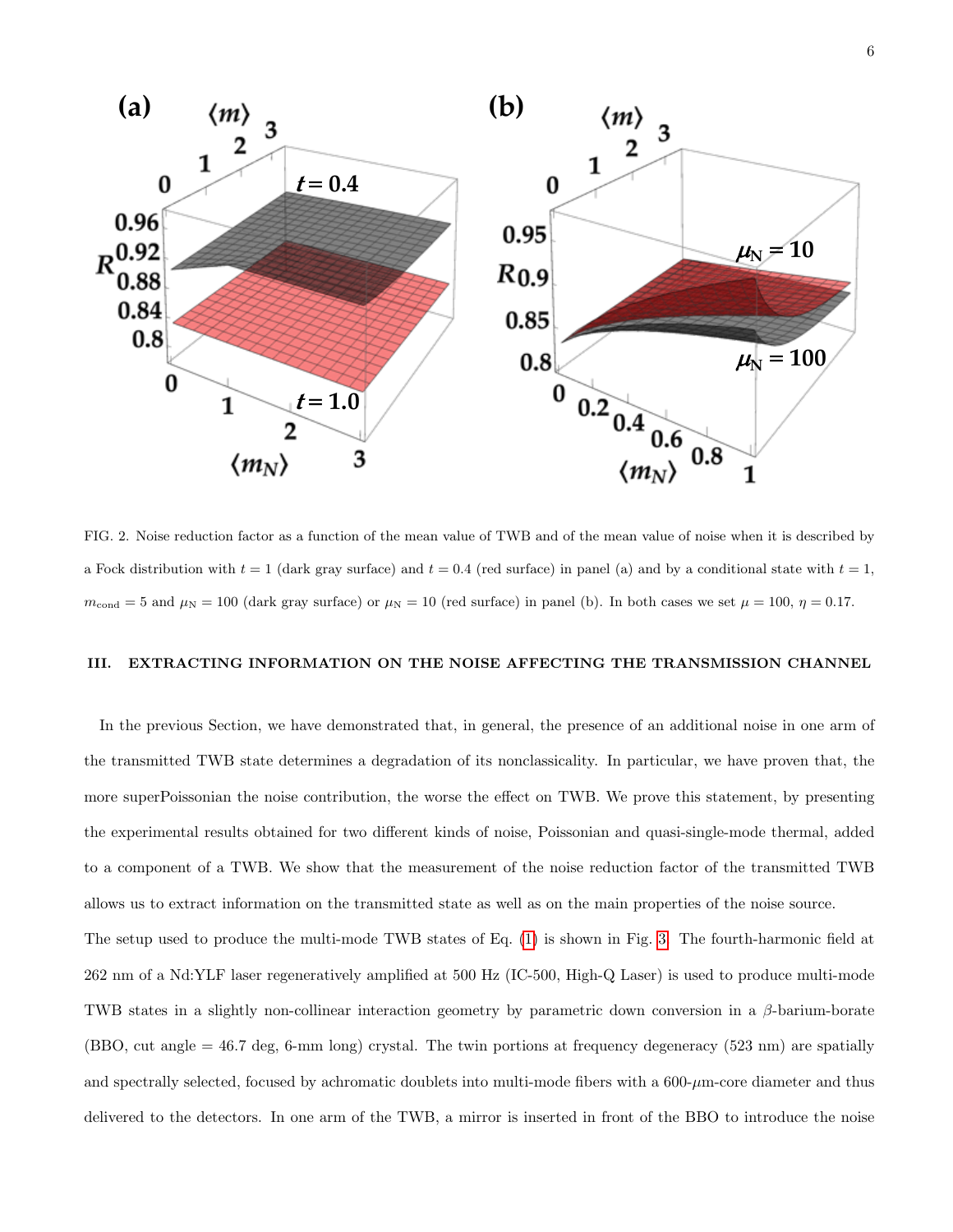FIG. 2. Noise reduction factor as a function of the mean value of TWB and of the mean value of noise when it is described by a Fock distribution with $t = 1$ (dark gray surface) and $t = 0.4$ (red surface) in panel (a) and by a conditional state with $t = 1$, $m_{\rm cond} = 5$ and $\mu_{\rm N} = 100$ (dark gray surface) or $\mu_{\rm N} = 10$ (red surface) in panel (b). In both cases we set $\mu = 100$, $\eta = 0.17$.

## III. EXTRACTING INFORMATION ON THE NOISE AFFECTING THE TRANSMISSION CHANNEL

In the previous Section, we have demonstrated that, in general, the presence of an additional noise in one arm of the transmitted TWB state determines a degradation of its nonclassicality. In particular, we have proven that, the more superPoissonian the noise contribution, the worse the effect on TWB. We prove this statement, by presenting the experimental results obtained for two different kinds of noise, Poissonian and quasi-single-mode thermal, added to a component of a TWB. We show that the measurement of the noise reduction factor of the transmitted TWB allows us to extract information on the transmitted state as well as on the main properties of the noise source.

The setup used to produce the multi-mode TWB states of Eq. (1) is shown in Fig. 3. The fourth-harmonic field at 262 nm of a Nd:YLF laser regeneratively amplified at 500 Hz (IC-500, High-Q Laser) is used to produce multi-mode TWB states in a slightly non-collinear interaction geometry by parametric down conversion in a $\beta$-barium-borate (BBO, cut angle = 46.7 deg, 6-mm long) crystal. The twin portions at frequency degeneracy (523 nm) are spatially and spectrally selected, focused by achromatic doublets into multi-mode fibers with a 600-$\mu$m-core diameter and thus delivered to the detectors. In one arm of the TWB, a mirror is inserted in front of the BBO to introduce the noise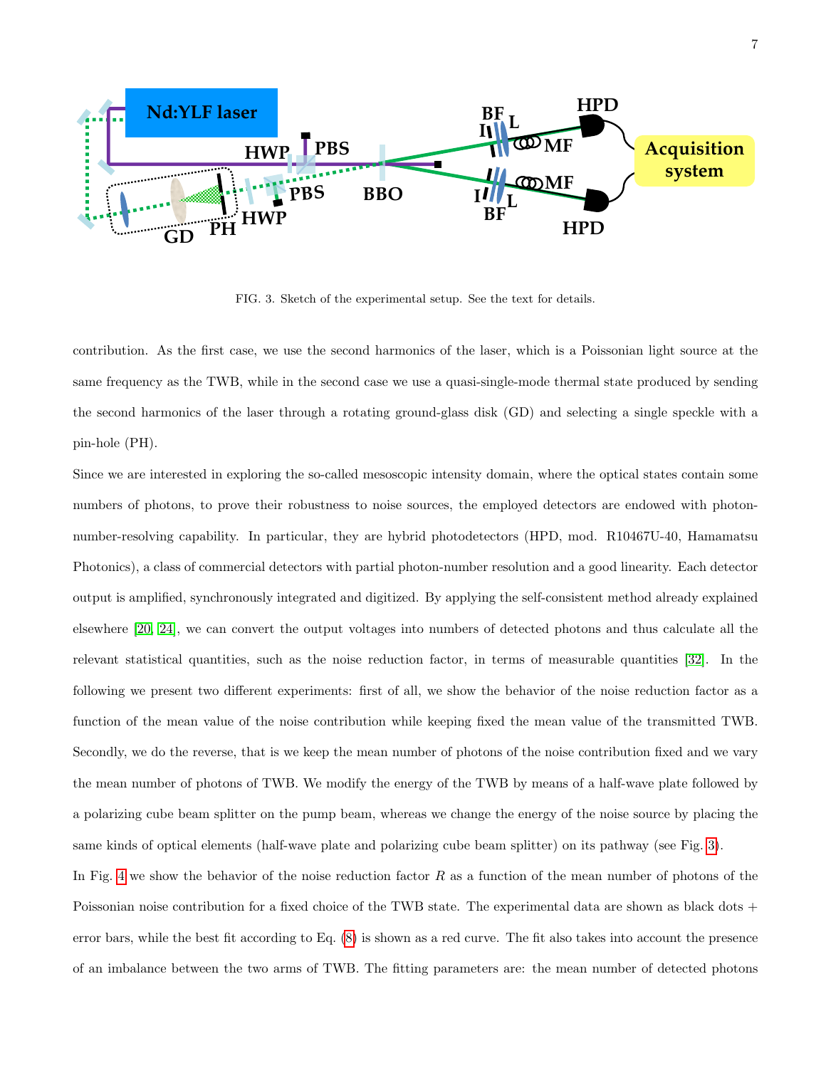FIG. 3. Sketch of the experimental setup. See the text for details.

contribution. As the first case, we use the second harmonics of the laser, which is a Poissonian light source at the same frequency as the TWB, while in the second case we use a quasi-single-mode thermal state produced by sending the second harmonics of the laser through a rotating ground-glass disk (GD) and selecting a single speckle with a pin-hole (PH).

Since we are interested in exploring the so-called mesoscopic intensity domain, where the optical states contain some numbers of photons, to prove their robustness to noise sources, the employed detectors are endowed with photon-number-resolving capability. In particular, they are hybrid photodetectors (HPD, mod. R10467U-40, Hamamatsu Photonics), a class of commercial detectors with partial photon-number resolution and a good linearity. Each detector output is amplified, synchronously integrated and digitized. By applying the self-consistent method already explained elsewhere [20, 24], we can convert the output voltages into numbers of detected photons and thus calculate all the relevant statistical quantities, such as the noise reduction factor, in terms of measurable quantities [32]. In the following we present two different experiments: first of all, we show the behavior of the noise reduction factor as a function of the mean value of the noise contribution while keeping fixed the mean value of the transmitted TWB. Secondly, we do the reverse, that is we keep the mean number of photons of the noise contribution fixed and we vary the mean number of photons of TWB. We modify the energy of the TWB by means of a half-wave plate followed by a polarizing cube beam splitter on the pump beam, whereas we change the energy of the noise source by placing the same kinds of optical elements (half-wave plate and polarizing cube beam splitter) on its pathway (see Fig. 3).

In Fig. 4 we show the behavior of the noise reduction factor $R$ as a function of the mean number of photons of the Poissonian noise contribution for a fixed choice of the TWB state. The experimental data are shown as black dots + error bars, while the best fit according to Eq. (8) is shown as a red curve. The fit also takes into account the presence of an imbalance between the two arms of TWB. The fitting parameters are: the mean number of detected photons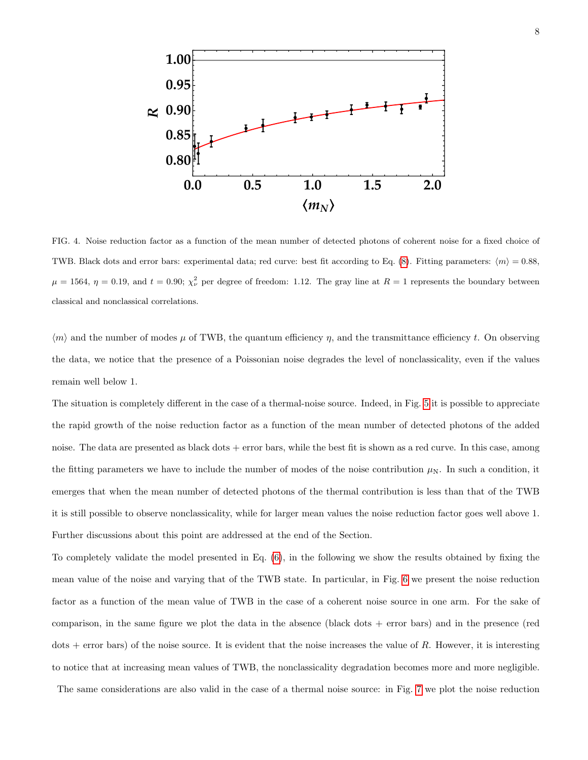FIG. 4. Noise reduction factor as a function of the mean number of detected photons of coherent noise for a fixed choice of TWB. Black dots and error bars: experimental data; red curve: best fit according to Eq. (8). Fitting parameters: $\langle m \rangle = 0.88$, $\mu = 1564$, $\eta = 0.19$, and $t = 0.90$; $\chi^2_\nu$ per degree of freedom: 1.12. The gray line at $R = 1$ represents the boundary between classical and nonclassical correlations.

$\langle m \rangle$ and the number of modes $\mu$ of TWB, the quantum efficiency $\eta$, and the transmittance efficiency $t$. On observing the data, we notice that the presence of a Poissonian noise degrades the level of nonclassicality, even if the values remain well below 1.

The situation is completely different in the case of a thermal-noise source. Indeed, in Fig. 5 it is possible to appreciate the rapid growth of the noise reduction factor as a function of the mean number of detected photons of the added noise. The data are presented as black dots + error bars, while the best fit is shown as a red curve. In this case, among the fitting parameters we have to include the number of modes of the noise contribution $\mu_{\mathrm{N}}$. In such a condition, it emerges that when the mean number of detected photons of the thermal contribution is less than that of the TWB it is still possible to observe nonclassicality, while for larger mean values the noise reduction factor goes well above 1. Further discussions about this point are addressed at the end of the Section.

To completely validate the model presented in Eq. (6), in the following we show the results obtained by fixing the mean value of the noise and varying that of the TWB state. In particular, in Fig. 6 we present the noise reduction factor as a function of the mean value of TWB in the case of a coherent noise source in one arm. For the sake of comparison, in the same figure we plot the data in the absence (black dots + error bars) and in the presence (red dots + error bars) of the noise source. It is evident that the noise increases the value of $R$. However, it is interesting to notice that at increasing mean values of TWB, the nonclassicality degradation becomes more and more negligible.

The same considerations are also valid in the case of a thermal noise source: in Fig. 7 we plot the noise reduction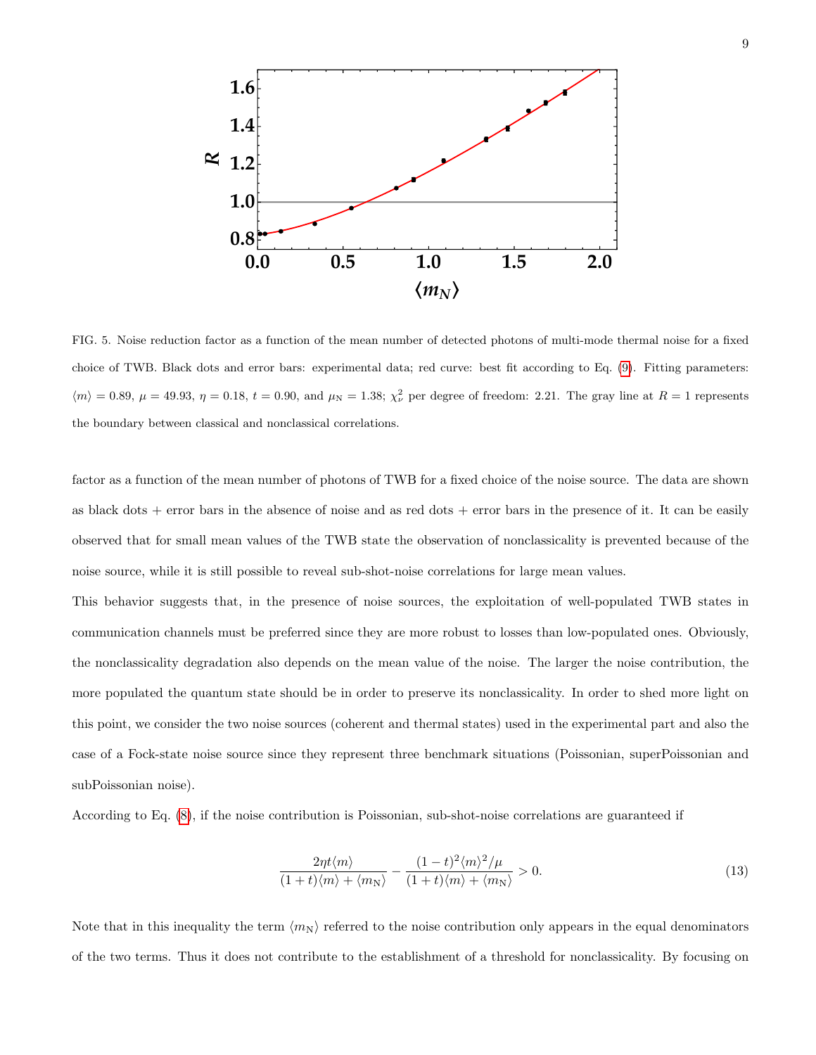FIG. 5. Noise reduction factor as a function of the mean number of detected photons of multi-mode thermal noise for a fixed choice of TWB. Black dots and error bars: experimental data; red curve: best fit according to Eq. (9). Fitting parameters: $\langle m \rangle = 0.89$, $\mu = 49.93$, $\eta = 0.18$, $t = 0.90$, and $\mu_{\rm N} = 1.38$; $\chi^2_\nu$ per degree of freedom: 2.21. The gray line at $R = 1$ represents the boundary between classical and nonclassical correlations.

factor as a function of the mean number of photons of TWB for a fixed choice of the noise source. The data are shown as black dots + error bars in the absence of noise and as red dots + error bars in the presence of it. It can be easily observed that for small mean values of the TWB state the observation of nonclassicality is prevented because of the noise source, while it is still possible to reveal sub-shot-noise correlations for large mean values.

This behavior suggests that, in the presence of noise sources, the exploitation of well-populated TWB states in communication channels must be preferred since they are more robust to losses than low-populated ones. Obviously, the nonclassicality degradation also depends on the mean value of the noise. The larger the noise contribution, the more populated the quantum state should be in order to preserve its nonclassicality. In order to shed more light on this point, we consider the two noise sources (coherent and thermal states) used in the experimental part and also the case of a Fock-state noise source since they represent three benchmark situations (Poissonian, superPoissonian and subPoissonian noise).

According to Eq. (8), if the noise contribution is Poissonian, sub-shot-noise correlations are guaranteed if

$$\frac{2\eta t \langle m \rangle}{(1+t)\langle m \rangle + \langle m_{\rm N} \rangle} - \frac{(1-t)^2 \langle m \rangle^2 / \mu}{(1+t)\langle m \rangle + \langle m_{\rm N} \rangle} > 0. \tag{13}$$

Note that in this inequality the term $\langle m_{\rm N} \rangle$ referred to the noise contribution only appears in the equal denominators of the two terms. Thus it does not contribute to the establishment of a threshold for nonclassicality. By focusing on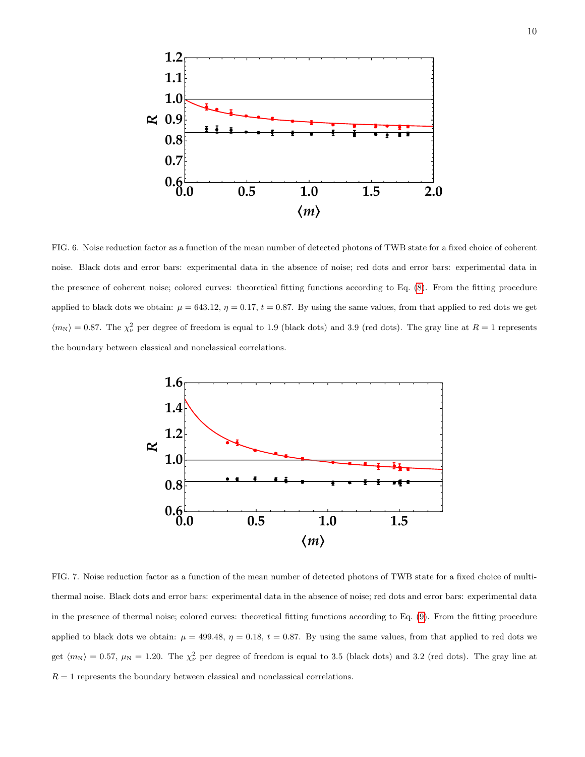FIG. 6. Noise reduction factor as a function of the mean number of detected photons of TWB state for a fixed choice of coherent noise. Black dots and error bars: experimental data in the absence of noise; red dots and error bars: experimental data in the presence of coherent noise; colored curves: theoretical fitting functions according to Eq. (8). From the fitting procedure applied to black dots we obtain: $\mu = 643.12$, $\eta = 0.17$, $t = 0.87$. By using the same values, from that applied to red dots we get $\langle m_{\rm N}\rangle = 0.87$. The $\chi^2_\nu$ per degree of freedom is equal to 1.9 (black dots) and 3.9 (red dots). The gray line at $R = 1$ represents the boundary between classical and nonclassical correlations.

FIG. 7. Noise reduction factor as a function of the mean number of detected photons of TWB state for a fixed choice of multi-thermal noise. Black dots and error bars: experimental data in the absence of noise; red dots and error bars: experimental data in the presence of thermal noise; colored curves: theoretical fitting functions according to Eq. (9). From the fitting procedure applied to black dots we obtain: $\mu = 499.48$, $\eta = 0.18$, $t = 0.87$. By using the same values, from that applied to red dots we get $\langle m_{\rm N}\rangle = 0.57$, $\mu_{\rm N} = 1.20$. The $\chi^2_\nu$ per degree of freedom is equal to 3.5 (black dots) and 3.2 (red dots). The gray line at $R = 1$ represents the boundary between classical and nonclassical correlations.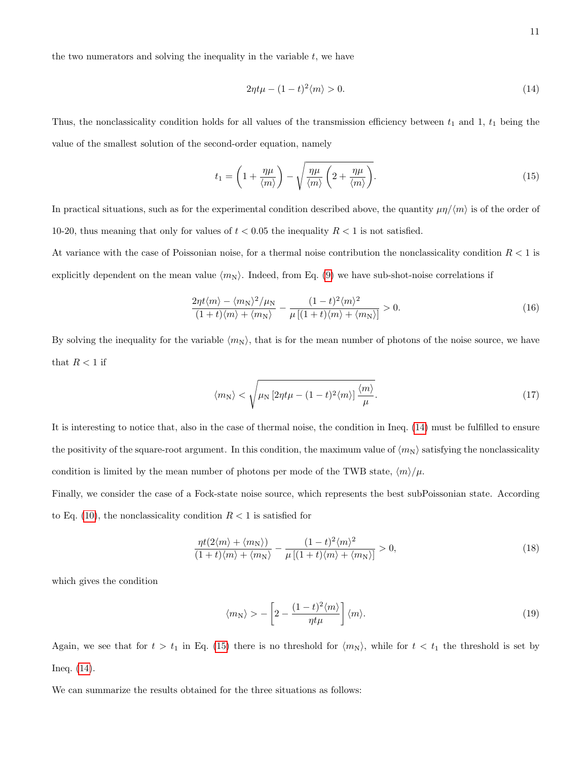the two numerators and solving the inequality in the variable $t$, we have

$$2\eta t\mu - (1-t)^2\langle m\rangle > 0. \tag{14}$$

Thus, the nonclassicality condition holds for all values of the transmission efficiency between $t_1$ and 1, $t_1$ being the value of the smallest solution of the second-order equation, namely

$$t_1 = \left(1 + \frac{\eta\mu}{\langle m\rangle}\right) - \sqrt{\frac{\eta\mu}{\langle m\rangle}\left(2 + \frac{\eta\mu}{\langle m\rangle}\right)}. \tag{15}$$

In practical situations, such as for the experimental condition described above, the quantity $\mu\eta/\langle m\rangle$ is of the order of 10-20, thus meaning that only for values of $t < 0.05$ the inequality $R < 1$ is not satisfied.

At variance with the case of Poissonian noise, for a thermal noise contribution the nonclassicality condition $R < 1$ is explicitly dependent on the mean value $\langle m_{\rm N}\rangle$. Indeed, from Eq. (9) we have sub-shot-noise correlations if

$$\frac{2\eta t\langle m\rangle - \langle m_{\rm N}\rangle^2/\mu_{\rm N}}{(1+t)\langle m\rangle + \langle m_{\rm N}\rangle} - \frac{(1-t)^2\langle m\rangle^2}{\mu\left[(1+t)\langle m\rangle + \langle m_{\rm N}\rangle\right]} > 0. \tag{16}$$

By solving the inequality for the variable $\langle m_{\rm N}\rangle$, that is for the mean number of photons of the noise source, we have that $R < 1$ if

$$\langle m_{\rm N}\rangle < \sqrt{\mu_{\rm N}\left[2\eta t\mu - (1-t)^2\langle m\rangle\right]\frac{\langle m\rangle}{\mu}}. \tag{17}$$

It is interesting to notice that, also in the case of thermal noise, the condition in Ineq. (14) must be fulfilled to ensure the positivity of the square-root argument. In this condition, the maximum value of $\langle m_{\rm N}\rangle$ satisfying the nonclassicality condition is limited by the mean number of photons per mode of the TWB state, $\langle m\rangle/\mu$.

Finally, we consider the case of a Fock-state noise source, which represents the best subPoissonian state. According to Eq. (10), the nonclassicality condition $R < 1$ is satisfied for

$$\frac{\eta t(2\langle m\rangle + \langle m_{\rm N}\rangle)}{(1+t)\langle m\rangle + \langle m_{\rm N}\rangle} - \frac{(1-t)^2\langle m\rangle^2}{\mu\left[(1+t)\langle m\rangle + \langle m_{\rm N}\rangle\right]} > 0, \tag{18}$$

which gives the condition

$$\langle m_{\rm N}\rangle > -\left[2 - \frac{(1-t)^2\langle m\rangle}{\eta t\mu}\right]\langle m\rangle. \tag{19}$$

Again, we see that for $t > t_1$ in Eq. (15) there is no threshold for $\langle m_{\rm N}\rangle$, while for $t < t_1$ the threshold is set by Ineq. (14).

We can summarize the results obtained for the three situations as follows: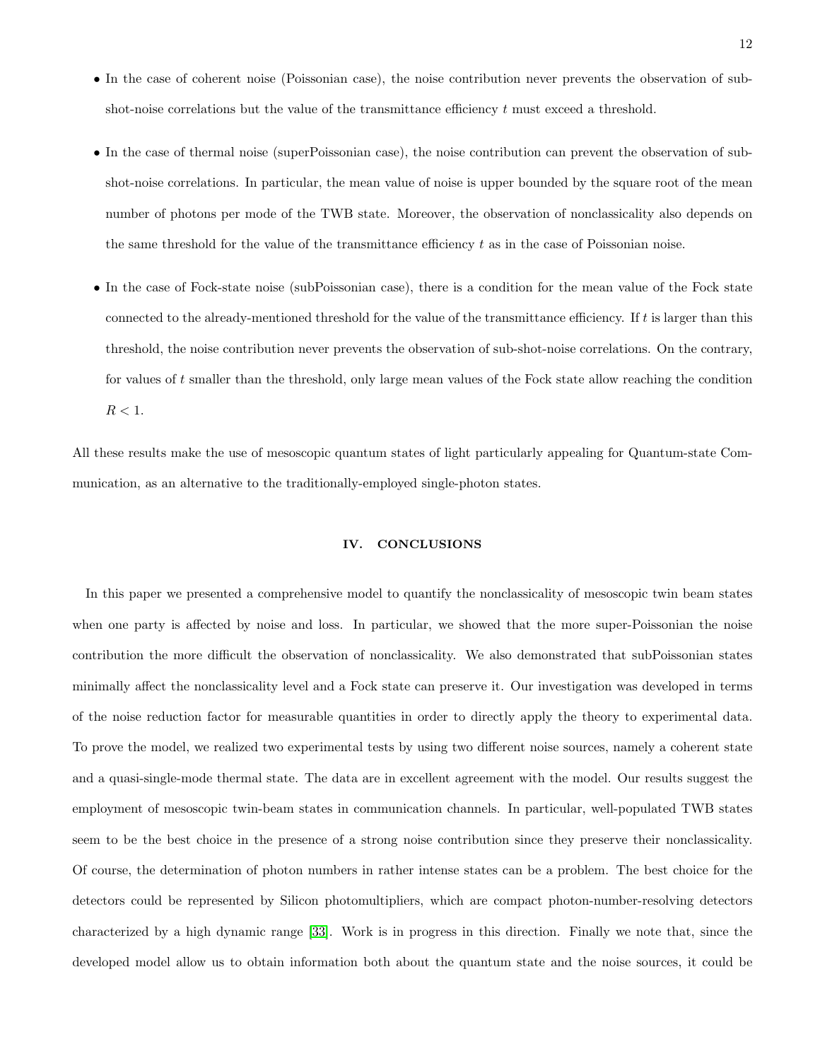- In the case of coherent noise (Poissonian case), the noise contribution never prevents the observation of sub-shot-noise correlations but the value of the transmittance efficiency $t$ must exceed a threshold.

- In the case of thermal noise (superPoissonian case), the noise contribution can prevent the observation of sub-shot-noise correlations. In particular, the mean value of noise is upper bounded by the square root of the mean number of photons per mode of the TWB state. Moreover, the observation of nonclassicality also depends on the same threshold for the value of the transmittance efficiency $t$ as in the case of Poissonian noise.

- In the case of Fock-state noise (subPoissonian case), there is a condition for the mean value of the Fock state connected to the already-mentioned threshold for the value of the transmittance efficiency. If $t$ is larger than this threshold, the noise contribution never prevents the observation of sub-shot-noise correlations. On the contrary, for values of $t$ smaller than the threshold, only large mean values of the Fock state allow reaching the condition $R < 1$.

All these results make the use of mesoscopic quantum states of light particularly appealing for Quantum-state Communication, as an alternative to the traditionally-employed single-photon states.

## IV. CONCLUSIONS

In this paper we presented a comprehensive model to quantify the nonclassicality of mesoscopic twin beam states when one party is affected by noise and loss. In particular, we showed that the more super-Poissonian the noise contribution the more difficult the observation of nonclassicality. We also demonstrated that subPoissonian states minimally affect the nonclassicality level and a Fock state can preserve it. Our investigation was developed in terms of the noise reduction factor for measurable quantities in order to directly apply the theory to experimental data. To prove the model, we realized two experimental tests by using two different noise sources, namely a coherent state and a quasi-single-mode thermal state. The data are in excellent agreement with the model. Our results suggest the employment of mesoscopic twin-beam states in communication channels. In particular, well-populated TWB states seem to be the best choice in the presence of a strong noise contribution since they preserve their nonclassicality. Of course, the determination of photon numbers in rather intense states can be a problem. The best choice for the detectors could be represented by Silicon photomultipliers, which are compact photon-number-resolving detectors characterized by a high dynamic range [33]. Work is in progress in this direction. Finally we note that, since the developed model allow us to obtain information both about the quantum state and the noise sources, it could be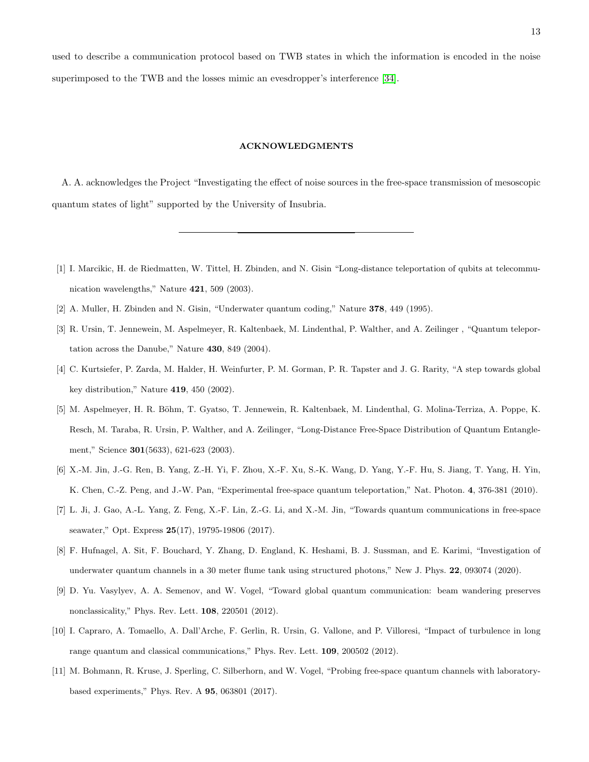used to describe a communication protocol based on TWB states in which the information is encoded in the noise superimposed to the TWB and the losses mimic an evesdropper's interference [34].

## ACKNOWLEDGMENTS

A. A. acknowledges the Project "Investigating the effect of noise sources in the free-space transmission of mesoscopic quantum states of light" supported by the University of Insubria.

---

[1] I. Marcikic, H. de Riedmatten, W. Tittel, H. Zbinden, and N. Gisin "Long-distance teleportation of qubits at telecommunication wavelengths," Nature **421**, 509 (2003).

[2] A. Muller, H. Zbinden and N. Gisin, "Underwater quantum coding," Nature **378**, 449 (1995).

[3] R. Ursin, T. Jennewein, M. Aspelmeyer, R. Kaltenbaek, M. Lindenthal, P. Walther, and A. Zeilinger , "Quantum teleportation across the Danube," Nature **430**, 849 (2004).

[4] C. Kurtsiefer, P. Zarda, M. Halder, H. Weinfurter, P. M. Gorman, P. R. Tapster and J. G. Rarity, "A step towards global key distribution," Nature **419**, 450 (2002).

[5] M. Aspelmeyer, H. R. Böhm, T. Gyatso, T. Jennewein, R. Kaltenbaek, M. Lindenthal, G. Molina-Terriza, A. Poppe, K. Resch, M. Taraba, R. Ursin, P. Walther, and A. Zeilinger, "Long-Distance Free-Space Distribution of Quantum Entanglement," Science **301**(5633), 621-623 (2003).

[6] X.-M. Jin, J.-G. Ren, B. Yang, Z.-H. Yi, F. Zhou, X.-F. Xu, S.-K. Wang, D. Yang, Y.-F. Hu, S. Jiang, T. Yang, H. Yin, K. Chen, C.-Z. Peng, and J.-W. Pan, "Experimental free-space quantum teleportation," Nat. Photon. **4**, 376-381 (2010).

[7] L. Ji, J. Gao, A.-L. Yang, Z. Feng, X.-F. Lin, Z.-G. Li, and X.-M. Jin, "Towards quantum communications in free-space seawater," Opt. Express **25**(17), 19795-19806 (2017).

[8] F. Hufnagel, A. Sit, F. Bouchard, Y. Zhang, D. England, K. Heshami, B. J. Sussman, and E. Karimi, "Investigation of underwater quantum channels in a 30 meter flume tank using structured photons," New J. Phys. **22**, 093074 (2020).

[9] D. Yu. Vasylyev, A. A. Semenov, and W. Vogel, "Toward global quantum communication: beam wandering preserves nonclassicality," Phys. Rev. Lett. **108**, 220501 (2012).

[10] I. Capraro, A. Tomaello, A. Dall'Arche, F. Gerlin, R. Ursin, G. Vallone, and P. Villoresi, "Impact of turbulence in long range quantum and classical communications," Phys. Rev. Lett. **109**, 200502 (2012).

[11] M. Bohmann, R. Kruse, J. Sperling, C. Silberhorn, and W. Vogel, "Probing free-space quantum channels with laboratory-based experiments," Phys. Rev. A **95**, 063801 (2017).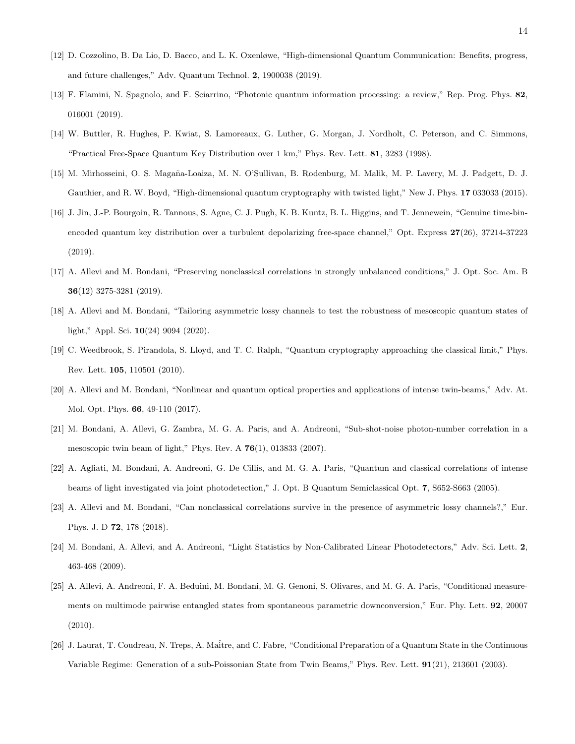[12] D. Cozzolino, B. Da Lio, D. Bacco, and L. K. Oxenløwe, "High-dimensional Quantum Communication: Benefits, progress, and future challenges," Adv. Quantum Technol. **2**, 1900038 (2019).

[13] F. Flamini, N. Spagnolo, and F. Sciarrino, "Photonic quantum information processing: a review," Rep. Prog. Phys. **82**, 016001 (2019).

[14] W. Buttler, R. Hughes, P. Kwiat, S. Lamoreaux, G. Luther, G. Morgan, J. Nordholt, C. Peterson, and C. Simmons, "Practical Free-Space Quantum Key Distribution over 1 km," Phys. Rev. Lett. **81**, 3283 (1998).

[15] M. Mirhosseini, O. S. Magaña-Loaiza, M. N. O'Sullivan, B. Rodenburg, M. Malik, M. P. Lavery, M. J. Padgett, D. J. Gauthier, and R. W. Boyd, "High-dimensional quantum cryptography with twisted light," New J. Phys. **17** 033033 (2015).

[16] J. Jin, J.-P. Bourgoin, R. Tannous, S. Agne, C. J. Pugh, K. B. Kuntz, B. L. Higgins, and T. Jennewein, "Genuine time-bin-encoded quantum key distribution over a turbulent depolarizing free-space channel," Opt. Express **27**(26), 37214-37223 (2019).

[17] A. Allevi and M. Bondani, "Preserving nonclassical correlations in strongly unbalanced conditions," J. Opt. Soc. Am. B **36**(12) 3275-3281 (2019).

[18] A. Allevi and M. Bondani, "Tailoring asymmetric lossy channels to test the robustness of mesoscopic quantum states of light," Appl. Sci. **10**(24) 9094 (2020).

[19] C. Weedbrook, S. Pirandola, S. Lloyd, and T. C. Ralph, "Quantum cryptography approaching the classical limit," Phys. Rev. Lett. **105**, 110501 (2010).

[20] A. Allevi and M. Bondani, "Nonlinear and quantum optical properties and applications of intense twin-beams," Adv. At. Mol. Opt. Phys. **66**, 49-110 (2017).

[21] M. Bondani, A. Allevi, G. Zambra, M. G. A. Paris, and A. Andreoni, "Sub-shot-noise photon-number correlation in a mesoscopic twin beam of light," Phys. Rev. A **76**(1), 013833 (2007).

[22] A. Agliati, M. Bondani, A. Andreoni, G. De Cillis, and M. G. A. Paris, "Quantum and classical correlations of intense beams of light investigated via joint photodetection," J. Opt. B Quantum Semiclassical Opt. **7**, S652-S663 (2005).

[23] A. Allevi and M. Bondani, "Can nonclassical correlations survive in the presence of asymmetric lossy channels?," Eur. Phys. J. D **72**, 178 (2018).

[24] M. Bondani, A. Allevi, and A. Andreoni, "Light Statistics by Non-Calibrated Linear Photodetectors," Adv. Sci. Lett. **2**, 463-468 (2009).

[25] A. Allevi, A. Andreoni, F. A. Beduini, M. Bondani, M. G. Genoni, S. Olivares, and M. G. A. Paris, "Conditional measurements on multimode pairwise entangled states from spontaneous parametric downconversion," Eur. Phy. Lett. **92**, 20007 (2010).

[26] J. Laurat, T. Coudreau, N. Treps, A. Maître, and C. Fabre, "Conditional Preparation of a Quantum State in the Continuous Variable Regime: Generation of a sub-Poissonian State from Twin Beams," Phys. Rev. Lett. **91**(21), 213601 (2003).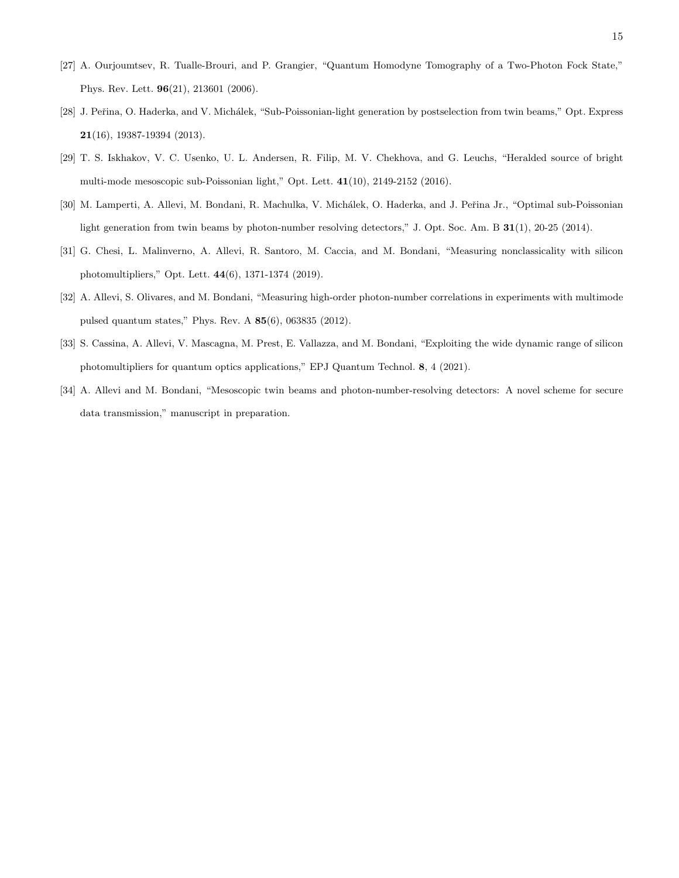[27] A. Ourjoumtsev, R. Tualle-Brouri, and P. Grangier, "Quantum Homodyne Tomography of a Two-Photon Fock State," Phys. Rev. Lett. **96**(21), 213601 (2006).

[28] J. Peřina, O. Haderka, and V. Michálek, "Sub-Poissonian-light generation by postselection from twin beams," Opt. Express **21**(16), 19387-19394 (2013).

[29] T. S. Iskhakov, V. C. Usenko, U. L. Andersen, R. Filip, M. V. Chekhova, and G. Leuchs, "Heralded source of bright multi-mode mesoscopic sub-Poissonian light," Opt. Lett. **41**(10), 2149-2152 (2016).

[30] M. Lamperti, A. Allevi, M. Bondani, R. Machulka, V. Michálek, O. Haderka, and J. Peřina Jr., "Optimal sub-Poissonian light generation from twin beams by photon-number resolving detectors," J. Opt. Soc. Am. B **31**(1), 20-25 (2014).

[31] G. Chesi, L. Malinverno, A. Allevi, R. Santoro, M. Caccia, and M. Bondani, "Measuring nonclassicality with silicon photomultipliers," Opt. Lett. **44**(6), 1371-1374 (2019).

[32] A. Allevi, S. Olivares, and M. Bondani, "Measuring high-order photon-number correlations in experiments with multimode pulsed quantum states," Phys. Rev. A **85**(6), 063835 (2012).

[33] S. Cassina, A. Allevi, V. Mascagna, M. Prest, E. Vallazza, and M. Bondani, "Exploiting the wide dynamic range of silicon photomultipliers for quantum optics applications," EPJ Quantum Technol. **8**, 4 (2021).

[34] A. Allevi and M. Bondani, "Mesoscopic twin beams and photon-number-resolving detectors: A novel scheme for secure data transmission," manuscript in preparation.